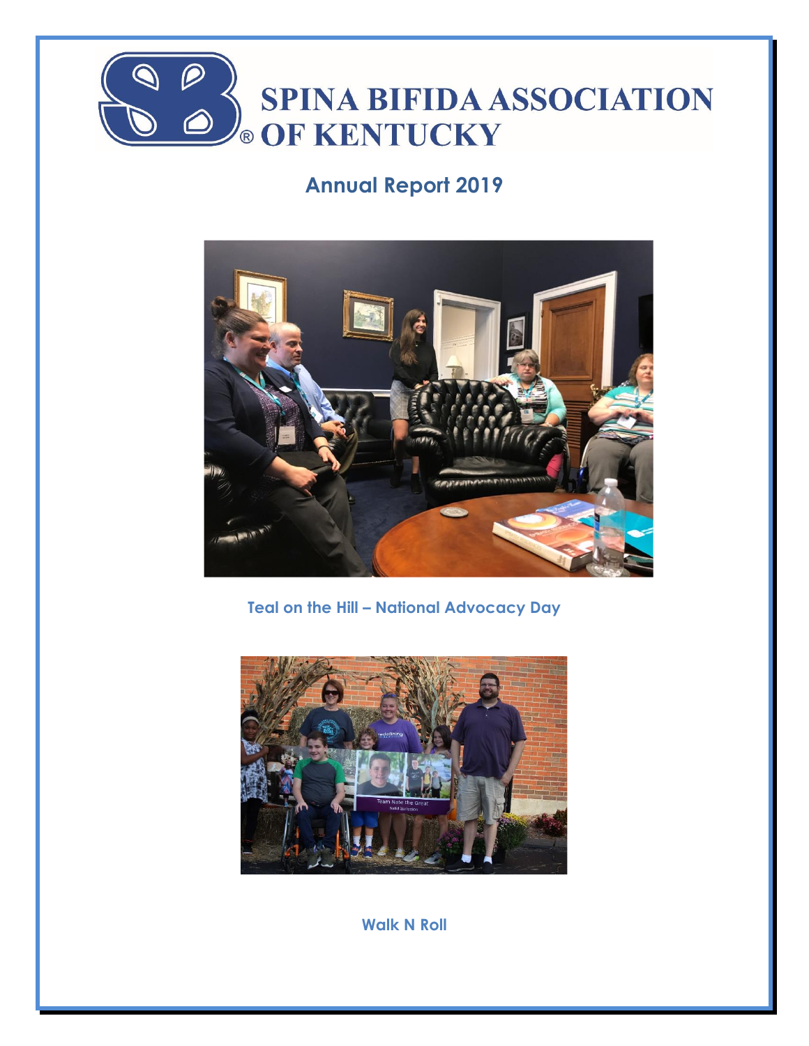# SPINA BIFIDA ASSOCIATION OF KENTUCKY

## Annual Report 2019

Teal on the Hill – National Advocacy Day

Walk N Roll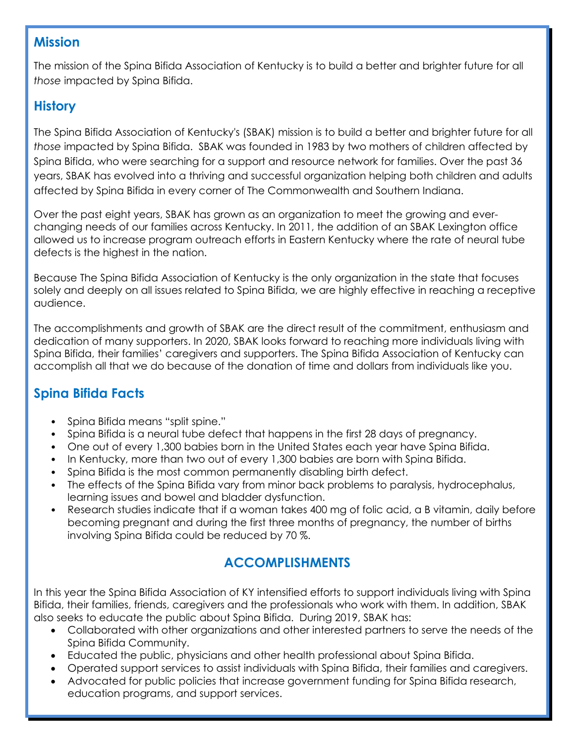## Mission

The mission of the Spina Bifida Association of Kentucky is to build a better and brighter future for all *those* impacted by Spina Bifida.

## History

The Spina Bifida Association of Kentucky's (SBAK) mission is to build a better and brighter future for all *those* impacted by Spina Bifida. SBAK was founded in 1983 by two mothers of children affected by Spina Bifida, who were searching for a support and resource network for families. Over the past 36 years, SBAK has evolved into a thriving and successful organization helping both children and adults affected by Spina Bifida in every corner of The Commonwealth and Southern Indiana.

Over the past eight years, SBAK has grown as an organization to meet the growing and ever-changing needs of our families across Kentucky. In 2011, the addition of an SBAK Lexington office allowed us to increase program outreach efforts in Eastern Kentucky where the rate of neural tube defects is the highest in the nation.

Because The Spina Bifida Association of Kentucky is the only organization in the state that focuses solely and deeply on all issues related to Spina Bifida, we are highly effective in reaching a receptive audience.

The accomplishments and growth of SBAK are the direct result of the commitment, enthusiasm and dedication of many supporters. In 2020, SBAK looks forward to reaching more individuals living with Spina Bifida, their families' caregivers and supporters. The Spina Bifida Association of Kentucky can accomplish all that we do because of the donation of time and dollars from individuals like you.

## Spina Bifida Facts

- Spina Bifida means "split spine."
- Spina Bifida is a neural tube defect that happens in the first 28 days of pregnancy.
- One out of every 1,300 babies born in the United States each year have Spina Bifida.
- In Kentucky, more than two out of every 1,300 babies are born with Spina Bifida.
- Spina Bifida is the most common permanently disabling birth defect.
- The effects of the Spina Bifida vary from minor back problems to paralysis, hydrocephalus, learning issues and bowel and bladder dysfunction.
- Research studies indicate that if a woman takes 400 mg of folic acid, a B vitamin, daily before becoming pregnant and during the first three months of pregnancy, the number of births involving Spina Bifida could be reduced by 70 %.

## ACCOMPLISHMENTS

In this year the Spina Bifida Association of KY intensified efforts to support individuals living with Spina Bifida, their families, friends, caregivers and the professionals who work with them. In addition, SBAK also seeks to educate the public about Spina Bifida. During 2019, SBAK has:

- Collaborated with other organizations and other interested partners to serve the needs of the Spina Bifida Community.
- Educated the public, physicians and other health professional about Spina Bifida.
- Operated support services to assist individuals with Spina Bifida, their families and caregivers.
- Advocated for public policies that increase government funding for Spina Bifida research, education programs, and support services.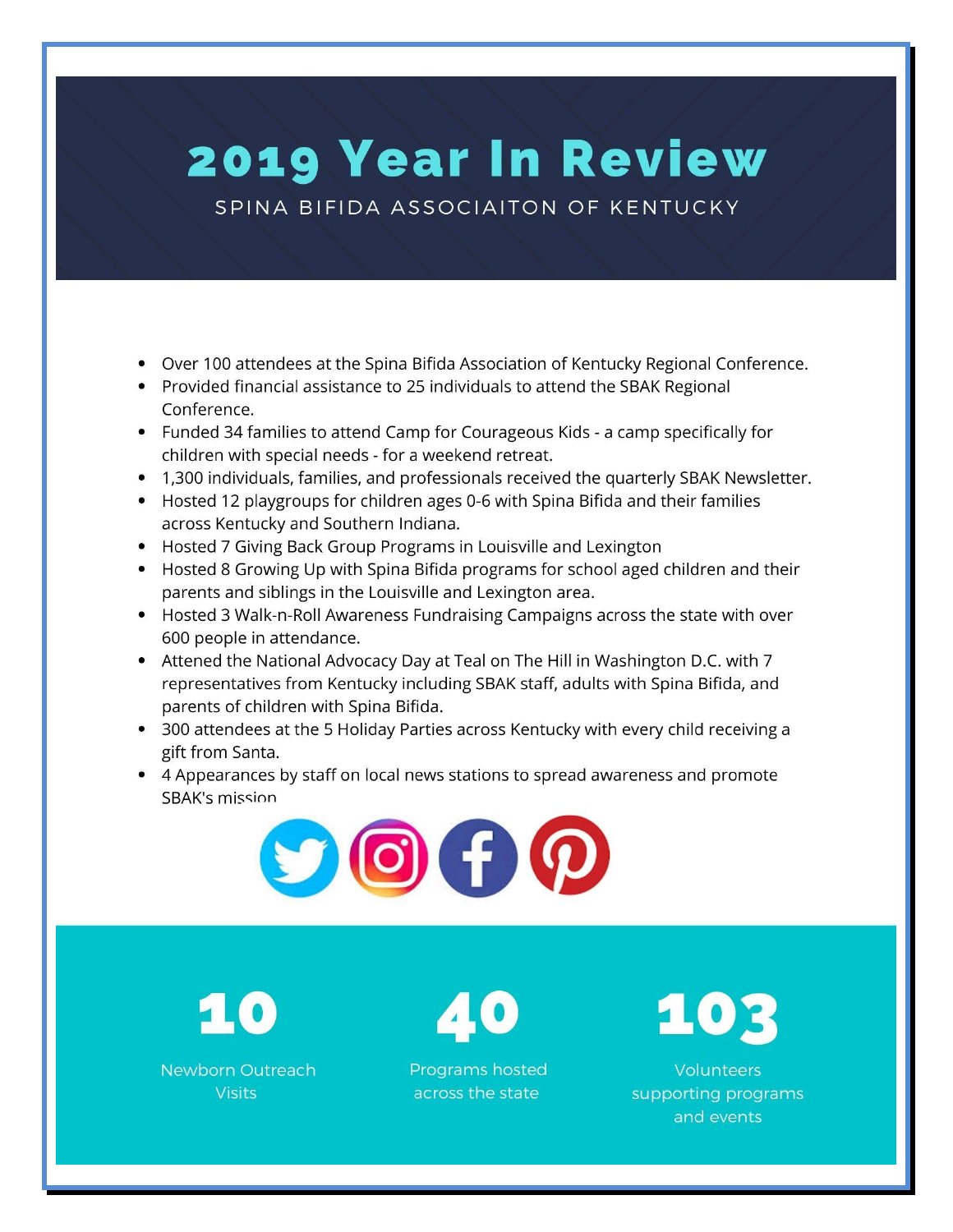# 2019 Year In Review

SPINA BIFIDA ASSOCIAITON OF KENTUCKY

- Over 100 attendees at the Spina Bifida Association of Kentucky Regional Conference.
- Provided financial assistance to 25 individuals to attend the SBAK Regional Conference.
- Funded 34 families to attend Camp for Courageous Kids - a camp specifically for children with special needs - for a weekend retreat.
- 1,300 individuals, families, and professionals received the quarterly SBAK Newsletter.
- Hosted 12 playgroups for children ages 0-6 with Spina Bifida and their families across Kentucky and Southern Indiana.
- Hosted 7 Giving Back Group Programs in Louisville and Lexington
- Hosted 8 Growing Up with Spina Bifida programs for school aged children and their parents and siblings in the Louisville and Lexington area.
- Hosted 3 Walk-n-Roll Awareness Fundraising Campaigns across the state with over 600 people in attendance.
- Attened the National Advocacy Day at Teal on The Hill in Washington D.C. with 7 representatives from Kentucky including SBAK staff, adults with Spina Bifida, and parents of children with Spina Bifida.
- 300 attendees at the 5 Holiday Parties across Kentucky with every child receiving a gift from Santa.
- 4 Appearances by staff on local news stations to spread awareness and promote SBAK's mission

**10**
Newborn Outreach Visits

**40**
Programs hosted across the state

**103**
Volunteers supporting programs and events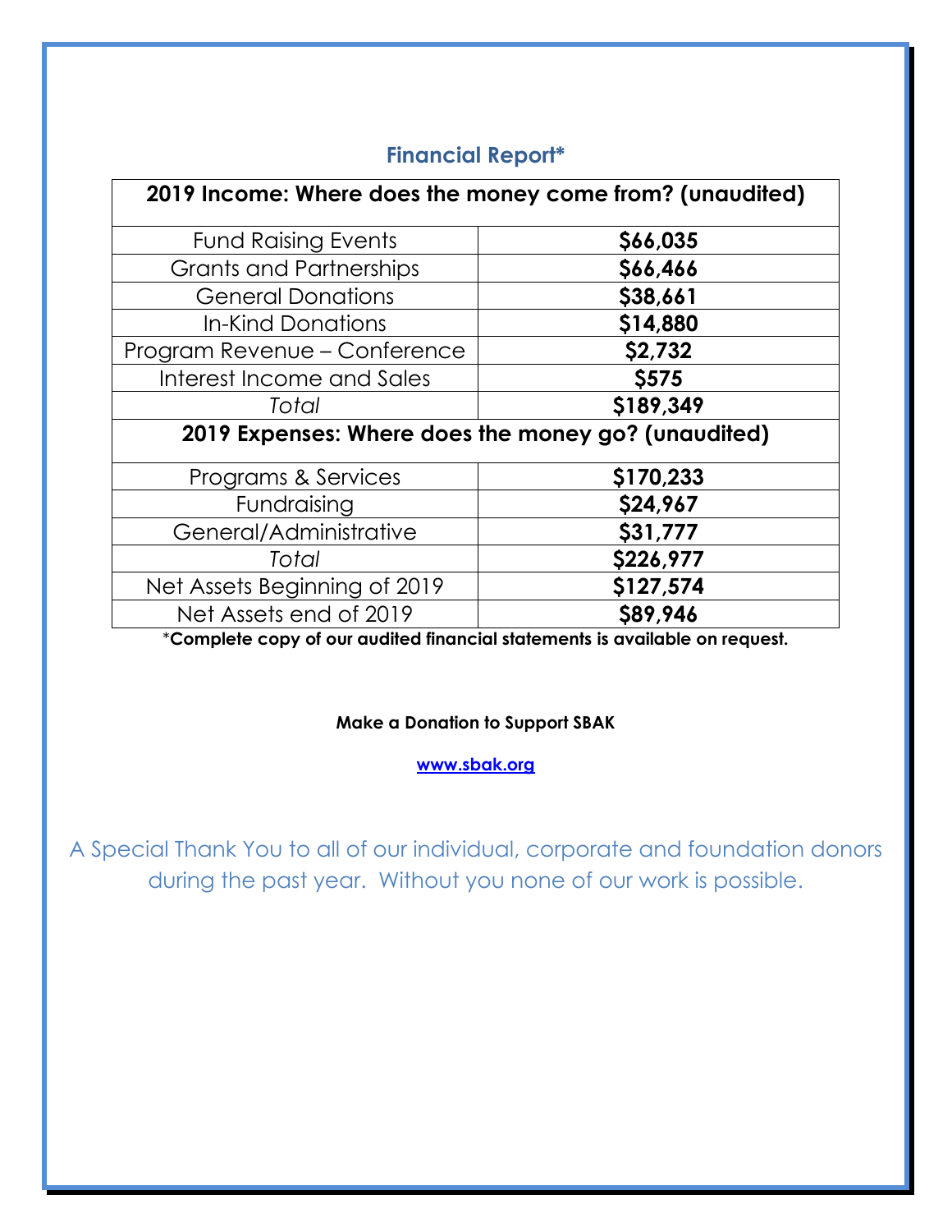## Financial Report*

| 2019 Income: Where does the money come from? (unaudited) | |
|---|---|
| Fund Raising Events | **$66,035** |
| Grants and Partnerships | **$66,466** |
| General Donations | **$38,661** |
| In-Kind Donations | **$14,880** |
| Program Revenue – Conference | **$2,732** |
| Interest Income and Sales | **$575** |
| *Total* | **$189,349** |
| **2019 Expenses: Where does the money go? (unaudited)** | |
| Programs & Services | **$170,233** |
| Fundraising | **$24,967** |
| General/Administrative | **$31,777** |
| *Total* | **$226,977** |
| Net Assets Beginning of 2019 | **$127,574** |
| Net Assets end of 2019 | **$89,946** |

*​**Complete copy of our audited financial statements is available on request.**

**Make a Donation to Support SBAK**

**www.sbak.org**

A Special Thank You to all of our individual, corporate and foundation donors during the past year. Without you none of our work is possible.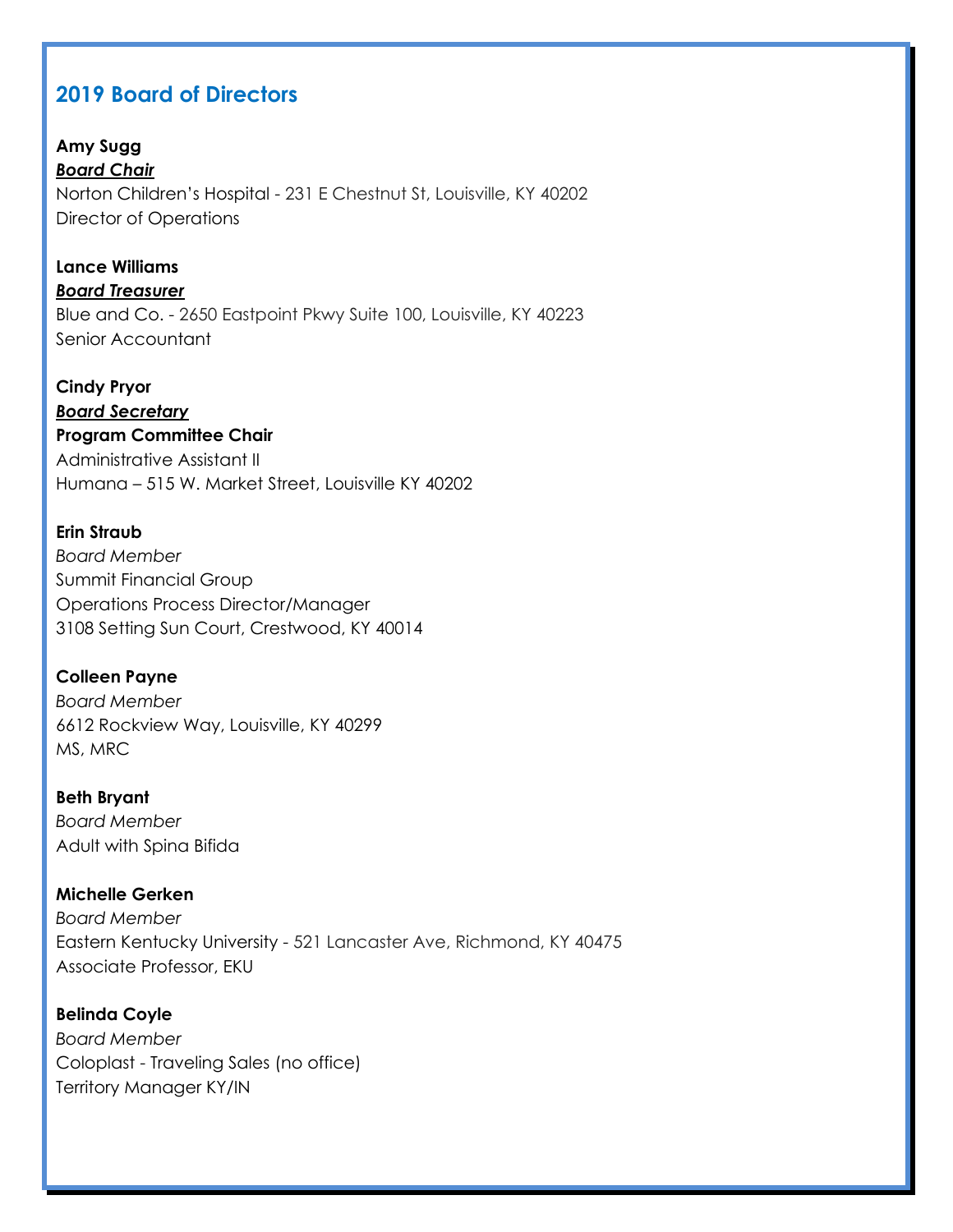## 2019 Board of Directors

**Amy Sugg**
***Board Chair***
Norton Children's Hospital - 231 E Chestnut St, Louisville, KY 40202
Director of Operations

**Lance Williams**
***Board Treasurer***
Blue and Co. - 2650 Eastpoint Pkwy Suite 100, Louisville, KY 40223
Senior Accountant

**Cindy Pryor**
***Board Secretary***
**Program Committee Chair**
Administrative Assistant II
Humana – 515 W. Market Street, Louisville KY 40202

**Erin Straub**
*Board Member*
Summit Financial Group
Operations Process Director/Manager
3108 Setting Sun Court, Crestwood, KY 40014

**Colleen Payne**
*Board Member*
6612 Rockview Way, Louisville, KY 40299
MS, MRC

**Beth Bryant**
*Board Member*
Adult with Spina Bifida

**Michelle Gerken**
*Board Member*
Eastern Kentucky University - 521 Lancaster Ave, Richmond, KY 40475
Associate Professor, EKU

**Belinda Coyle**
*Board Member*
Coloplast - Traveling Sales (no office)
Territory Manager KY/IN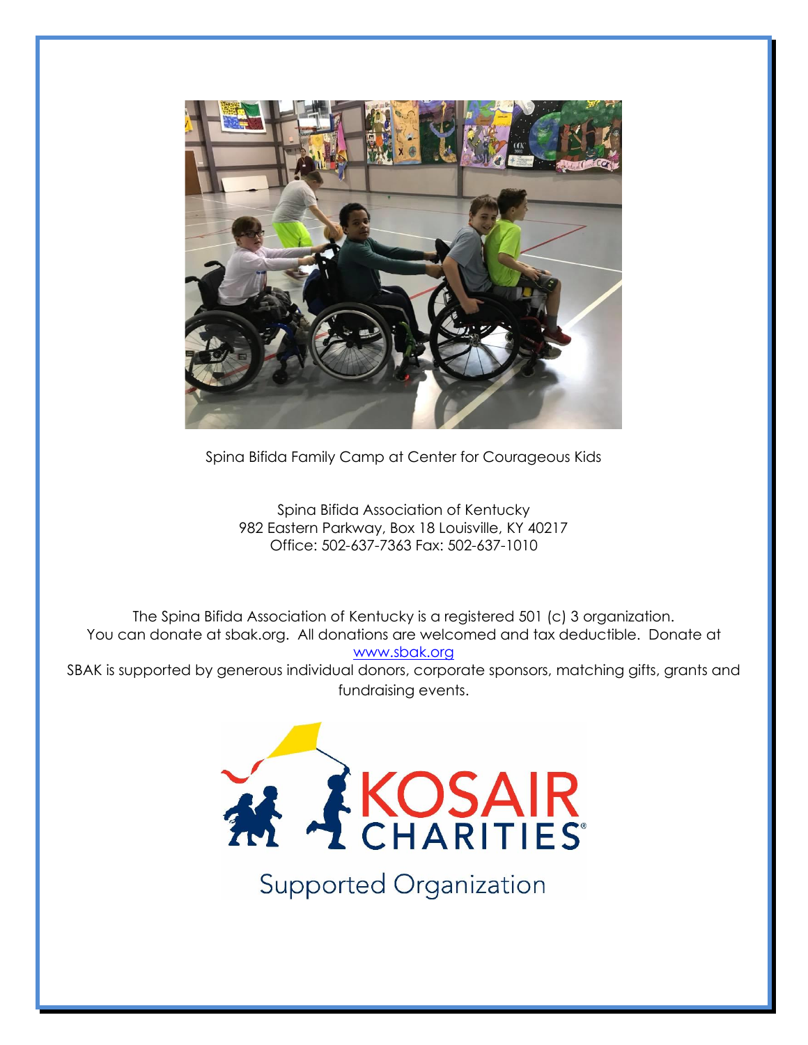Spina Bifida Family Camp at Center for Courageous Kids

Spina Bifida Association of Kentucky
982 Eastern Parkway, Box 18 Louisville, KY 40217
Office: 502-637-7363 Fax: 502-637-1010

The Spina Bifida Association of Kentucky is a registered 501 (c) 3 organization.
You can donate at sbak.org. All donations are welcomed and tax deductible. Donate at [www.sbak.org](http://www.sbak.org)
SBAK is supported by generous individual donors, corporate sponsors, matching gifts, grants and fundraising events.

KOSAIR CHARITIES®
Supported Organization